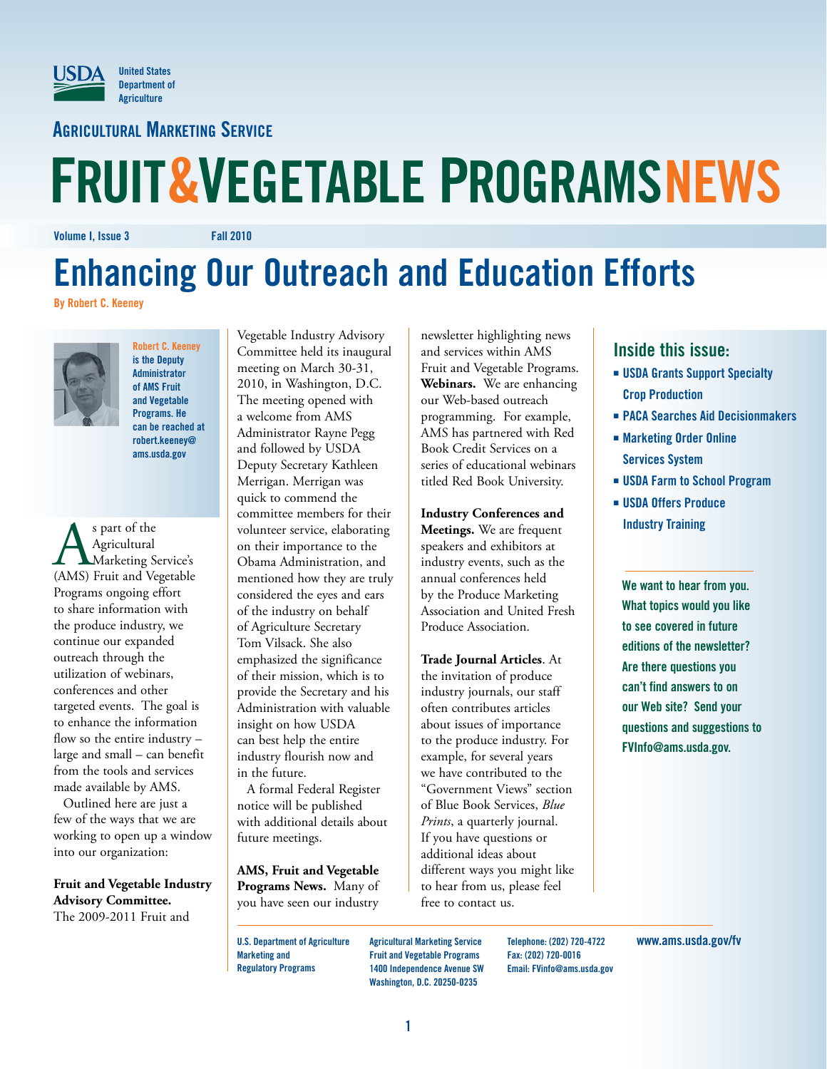United States Department of Agriculture

Agricultural Marketing Service

# FRUIT&VEGETABLE PROGRAMS NEWS

Volume I, Issue 3 Fall 2010

## Enhancing Our Outreach and Education Efforts

By Robert C. Keeney

Robert C. Keeney is the Deputy Administrator of AMS Fruit and Vegetable Programs. He can be reached at robert.keeney@ams.usda.gov

As part of the Agricultural Marketing Service's (AMS) Fruit and Vegetable Programs ongoing effort to share information with the produce industry, we continue our expanded outreach through the utilization of webinars, conferences and other targeted events. The goal is to enhance the information flow so the entire industry – large and small – can benefit from the tools and services made available by AMS.

Outlined here are just a few of the ways that we are working to open up a window into our organization:

**Fruit and Vegetable Industry Advisory Committee.** The 2009-2011 Fruit and Vegetable Industry Advisory Committee held its inaugural meeting on March 30-31, 2010, in Washington, D.C. The meeting opened with a welcome from AMS Administrator Rayne Pegg and followed by USDA Deputy Secretary Kathleen Merrigan. Merrigan was quick to commend the committee members for their volunteer service, elaborating on their importance to the Obama Administration, and mentioned how they are truly considered the eyes and ears of the industry on behalf of Agriculture Secretary Tom Vilsack. She also emphasized the significance of their mission, which is to provide the Secretary and his Administration with valuable insight on how USDA can best help the entire industry flourish now and in the future.

A formal Federal Register notice will be published with additional details about future meetings.

**AMS, Fruit and Vegetable Programs News.** Many of you have seen our industry newsletter highlighting news and services within AMS Fruit and Vegetable Programs. **Webinars.** We are enhancing our Web-based outreach programming. For example, AMS has partnered with Red Book Credit Services on a series of educational webinars titled Red Book University.

**Industry Conferences and Meetings.** We are frequent speakers and exhibitors at industry events, such as the annual conferences held by the Produce Marketing Association and United Fresh Produce Association.

**Trade Journal Articles**. At the invitation of produce industry journals, our staff often contributes articles about issues of importance to the produce industry. For example, for several years we have contributed to the "Government Views" section of Blue Book Services, *Blue Prints*, a quarterly journal. If you have questions or additional ideas about different ways you might like to hear from us, please feel free to contact us.

### Inside this issue:

- USDA Grants Support Specialty Crop Production
- PACA Searches Aid Decisionmakers
- Marketing Order Online Services System
- USDA Farm to School Program
- USDA Offers Produce Industry Training

We want to hear from you. What topics would you like to see covered in future editions of the newsletter? Are there questions you can't find answers to on our Web site? Send your questions and suggestions to FVInfo@ams.usda.gov.

U.S. Department of Agriculture
Marketing and Regulatory Programs

Agricultural Marketing Service
Fruit and Vegetable Programs
1400 Independence Avenue SW
Washington, D.C. 20250-0235

Telephone: (202) 720-4722
Fax: (202) 720-0016
Email: FVinfo@ams.usda.gov

www.ams.usda.gov/fv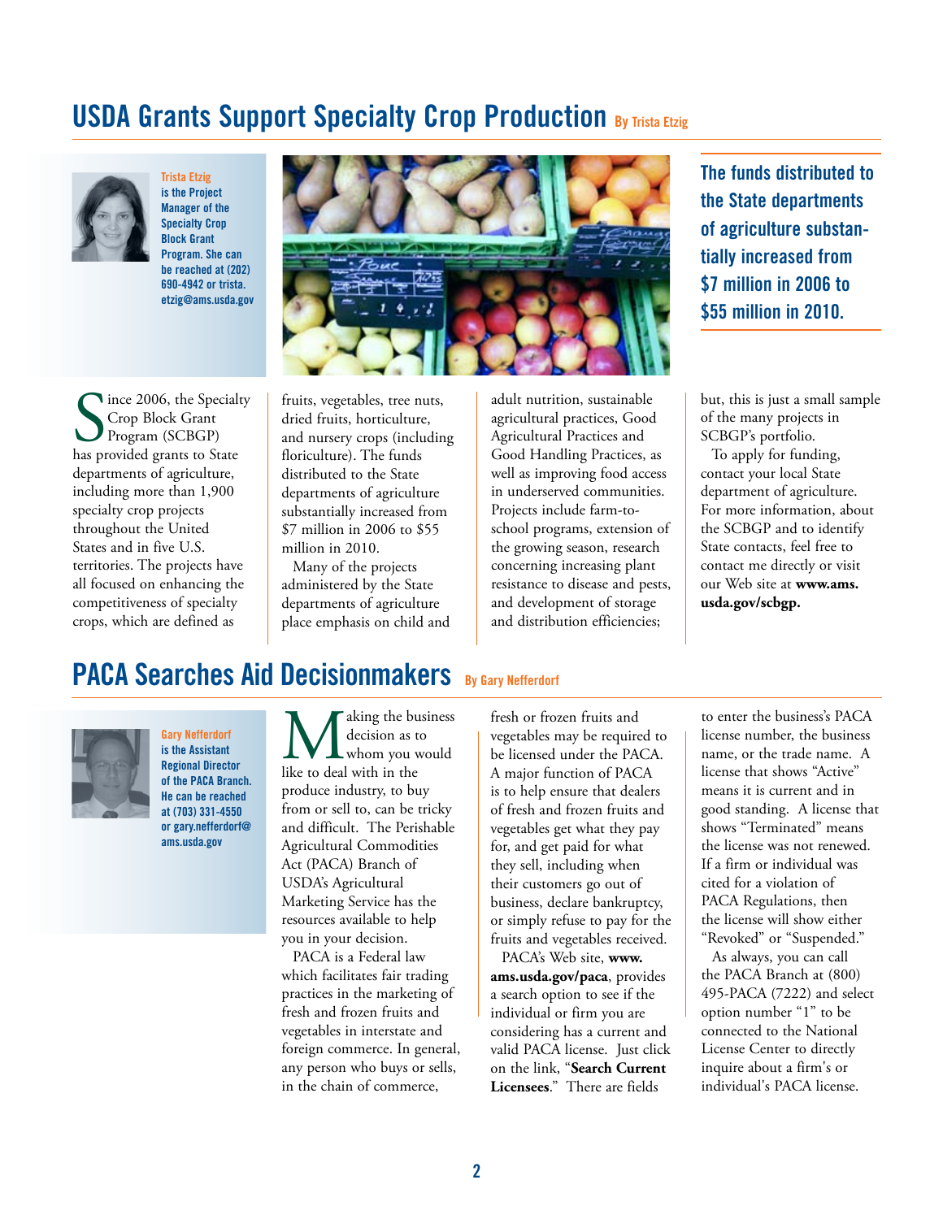## USDA Grants Support Specialty Crop Production

By Trista Etzig

**Trista Etzig is the Project Manager of the Specialty Crop Block Grant Program. She can be reached at (202) 690-4942 or trista.etzig@ams.usda.gov**

**The funds distributed to the State departments of agriculture substantially increased from $7 million in 2006 to $55 million in 2010.**

Since 2006, the Specialty Crop Block Grant Program (SCBGP) has provided grants to State departments of agriculture, including more than 1,900 specialty crop projects throughout the United States and in five U.S. territories. The projects have all focused on enhancing the competitiveness of specialty crops, which are defined as fruits, vegetables, tree nuts, dried fruits, horticulture, and nursery crops (including floriculture). The funds distributed to the State departments of agriculture substantially increased from $7 million in 2006 to $55 million in 2010.

Many of the projects administered by the State departments of agriculture place emphasis on child and adult nutrition, sustainable agricultural practices, Good Agricultural Practices and Good Handling Practices, as well as improving food access in underserved communities. Projects include farm-to-school programs, extension of the growing season, research concerning increasing plant resistance to disease and pests, and development of storage and distribution efficiencies; but, this is just a small sample of the many projects in SCBGP's portfolio.

To apply for funding, contact your local State department of agriculture. For more information, about the SCBGP and to identify State contacts, feel free to contact me directly or visit our Web site at **www.ams.usda.gov/scbgp.**

## PACA Searches Aid Decisionmakers

By Gary Nefferdorf

**Gary Nefferdorf is the Assistant Regional Director of the PACA Branch. He can be reached at (703) 331-4550 or gary.nefferdorf@ams.usda.gov**

Making the business decision as to whom you would like to deal with in the produce industry, to buy from or sell to, can be tricky and difficult. The Perishable Agricultural Commodities Act (PACA) Branch of USDA's Agricultural Marketing Service has the resources available to help you in your decision.

PACA is a Federal law which facilitates fair trading practices in the marketing of fresh and frozen fruits and vegetables in interstate and foreign commerce. In general, any person who buys or sells, in the chain of commerce, fresh or frozen fruits and vegetables may be required to be licensed under the PACA. A major function of PACA is to help ensure that dealers of fresh and frozen fruits and vegetables get what they pay for, and get paid for what they sell, including when their customers go out of business, declare bankruptcy, or simply refuse to pay for the fruits and vegetables received.

PACA's Web site, **www.ams.usda.gov/paca**, provides a search option to see if the individual or firm you are considering has a current and valid PACA license. Just click on the link, "**Search Current Licensees**." There are fields to enter the business's PACA license number, the business name, or the trade name. A license that shows "Active" means it is current and in good standing. A license that shows "Terminated" means the license was not renewed. If a firm or individual was cited for a violation of PACA Regulations, then the license will show either "Revoked" or "Suspended."

As always, you can call the PACA Branch at (800) 495-PACA (7222) and select option number "1" to be connected to the National License Center to directly inquire about a firm's or individual's PACA license.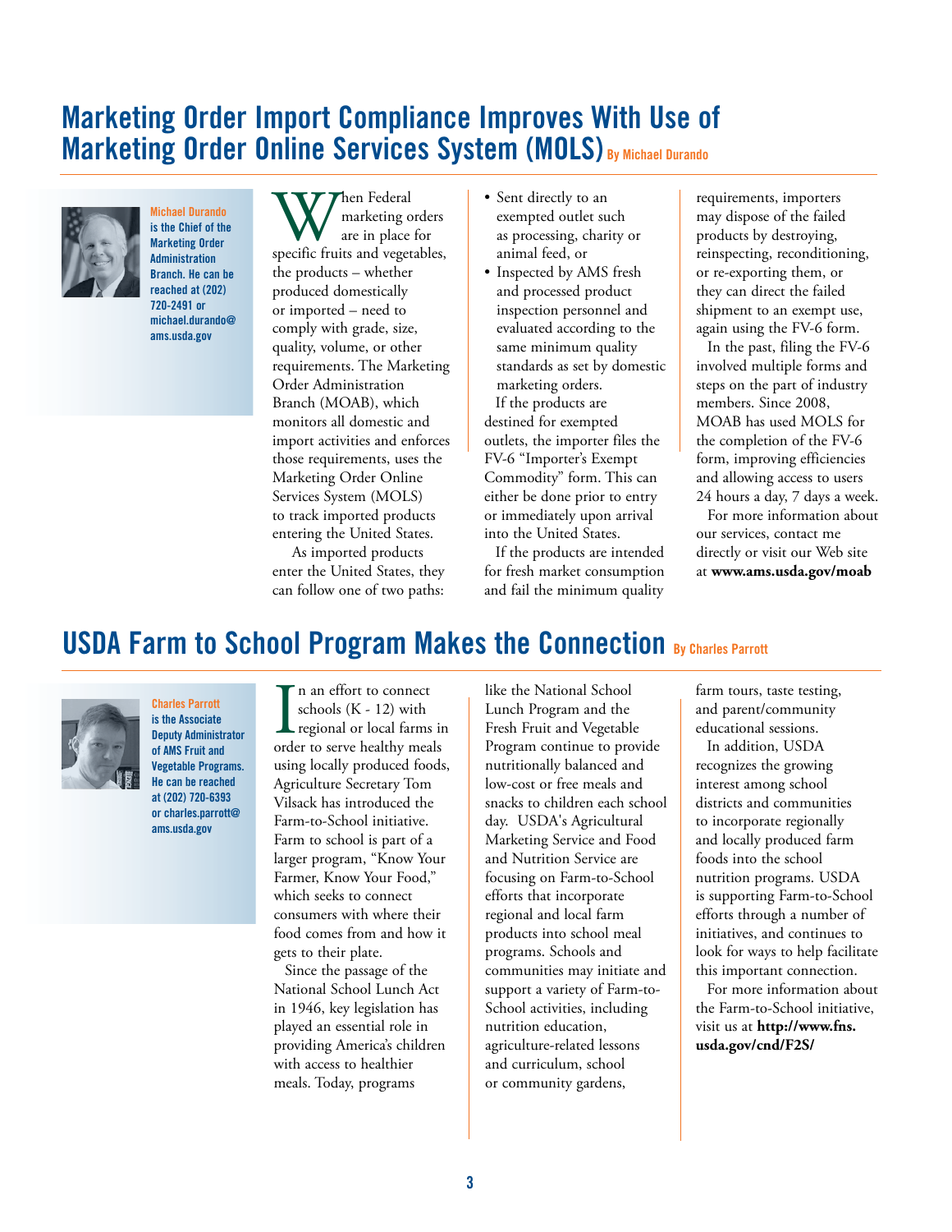## Marketing Order Import Compliance Improves With Use of Marketing Order Online Services System (MOLS) By Michael Durando

**Michael Durando is the Chief of the Marketing Order Administration Branch. He can be reached at (202) 720-2491 or michael.durando@ams.usda.gov**

When Federal marketing orders are in place for specific fruits and vegetables, the products – whether produced domestically or imported – need to comply with grade, size, quality, volume, or other requirements. The Marketing Order Administration Branch (MOAB), which monitors all domestic and import activities and enforces those requirements, uses the Marketing Order Online Services System (MOLS) to track imported products entering the United States.

As imported products enter the United States, they can follow one of two paths:

- Sent directly to an exempted outlet such as processing, charity or animal feed, or
- Inspected by AMS fresh and processed product inspection personnel and evaluated according to the same minimum quality standards as set by domestic marketing orders.

If the products are destined for exempted outlets, the importer files the FV-6 "Importer's Exempt Commodity" form. This can either be done prior to entry or immediately upon arrival into the United States.

If the products are intended for fresh market consumption and fail the minimum quality requirements, importers may dispose of the failed products by destroying, reinspecting, reconditioning, or re-exporting them, or they can direct the failed shipment to an exempt use, again using the FV-6 form.

In the past, filing the FV-6 involved multiple forms and steps on the part of industry members. Since 2008, MOAB has used MOLS for the completion of the FV-6 form, improving efficiencies and allowing access to users 24 hours a day, 7 days a week.

For more information about our services, contact me directly or visit our Web site at **www.ams.usda.gov/moab**

## USDA Farm to School Program Makes the Connection By Charles Parrott

**Charles Parrott is the Associate Deputy Administrator of AMS Fruit and Vegetable Programs. He can be reached at (202) 720-6393 or charles.parrott@ams.usda.gov**

In an effort to connect schools (K - 12) with regional or local farms in order to serve healthy meals using locally produced foods, Agriculture Secretary Tom Vilsack has introduced the Farm-to-School initiative. Farm to school is part of a larger program, "Know Your Farmer, Know Your Food," which seeks to connect consumers with where their food comes from and how it gets to their plate.

Since the passage of the National School Lunch Act in 1946, key legislation has played an essential role in providing America's children with access to healthier meals. Today, programs like the National School Lunch Program and the Fresh Fruit and Vegetable Program continue to provide nutritionally balanced and low-cost or free meals and snacks to children each school day. USDA's Agricultural Marketing Service and Food and Nutrition Service are focusing on Farm-to-School efforts that incorporate regional and local farm products into school meal programs. Schools and communities may initiate and support a variety of Farm-to-School activities, including nutrition education, agriculture-related lessons and curriculum, school or community gardens, farm tours, taste testing, and parent/community educational sessions.

In addition, USDA recognizes the growing interest among school districts and communities to incorporate regionally and locally produced farm foods into the school nutrition programs. USDA is supporting Farm-to-School efforts through a number of initiatives, and continues to look for ways to help facilitate this important connection.

For more information about the Farm-to-School initiative, visit us at **http://www.fns.usda.gov/cnd/F2S/**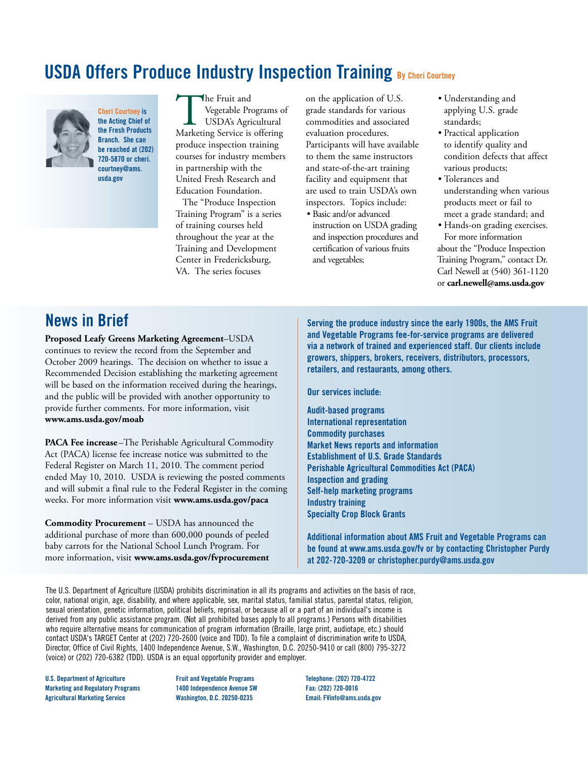# USDA Offers Produce Industry Inspection Training

By Cheri Courtney

**Cheri Courtney** is the Acting Chief of the Fresh Products Branch. She can be reached at (202) 720-5870 or cheri.courtney@ams.usda.gov

The Fruit and Vegetable Programs of USDA's Agricultural Marketing Service is offering produce inspection training courses for industry members in partnership with the United Fresh Research and Education Foundation.

The "Produce Inspection Training Program" is a series of training courses held throughout the year at the Training and Development Center in Fredericksburg, VA. The series focuses on the application of U.S. grade standards for various commodities and associated evaluation procedures. Participants will have available to them the same instructors and state-of-the-art training facility and equipment that are used to train USDA's own inspectors. Topics include:

- Basic and/or advanced instruction on USDA grading and inspection procedures and certification of various fruits and vegetables;
- Understanding and applying U.S. grade standards;
- Practical application to identify quality and condition defects that affect various products;
- Tolerances and understanding when various products meet or fail to meet a grade standard; and
- Hands-on grading exercises.

For more information about the "Produce Inspection Training Program," contact Dr. Carl Newell at (540) 361-1120 or **carl.newell@ams.usda.gov**

## News in Brief

**Proposed Leafy Greens Marketing Agreement**–USDA continues to review the record from the September and October 2009 hearings. The decision on whether to issue a Recommended Decision establishing the marketing agreement will be based on the information received during the hearings, and the public will be provided with another opportunity to provide further comments. For more information, visit **www.ams.usda.gov/moab**

**PACA Fee increase**–The Perishable Agricultural Commodity Act (PACA) license fee increase notice was submitted to the Federal Register on March 11, 2010. The comment period ended May 10, 2010. USDA is reviewing the posted comments and will submit a final rule to the Federal Register in the coming weeks. For more information visit **www.ams.usda.gov/paca**

**Commodity Procurement** – USDA has announced the additional purchase of more than 600,000 pounds of peeled baby carrots for the National School Lunch Program. For more information, visit **www.ams.usda.gov/fvprocurement**

Serving the produce industry since the early 1900s, the AMS Fruit and Vegetable Programs fee-for-service programs are delivered via a network of trained and experienced staff. Our clients include growers, shippers, brokers, receivers, distributors, processors, retailers, and restaurants, among others.

Our services include:

Audit-based programs
International representation
Commodity purchases
Market News reports and information
Establishment of U.S. Grade Standards
Perishable Agricultural Commodities Act (PACA)
Inspection and grading
Self-help marketing programs
Industry training
Specialty Crop Block Grants

Additional information about AMS Fruit and Vegetable Programs can be found at www.ams.usda.gov/fv or by contacting Christopher Purdy at 202-720-3209 or christopher.purdy@ams.usda.gov

The U.S. Department of Agriculture (USDA) prohibits discrimination in all its programs and activities on the basis of race, color, national origin, age, disability, and where applicable, sex, marital status, familial status, parental status, religion, sexual orientation, genetic information, political beliefs, reprisal, or because all or a part of an individual's income is derived from any public assistance program. (Not all prohibited bases apply to all programs.) Persons with disabilities who require alternative means for communication of program information (Braille, large print, audiotape, etc.) should contact USDA's TARGET Center at (202) 720-2600 (voice and TDD). To file a complaint of discrimination write to USDA, Director, Office of Civil Rights, 1400 Independence Avenue, S.W., Washington, D.C. 20250-9410 or call (800) 795-3272 (voice) or (202) 720-6382 (TDD). USDA is an equal opportunity provider and employer.

U.S. Department of Agriculture
Marketing and Regulatory Programs
Agricultural Marketing Service

Fruit and Vegetable Programs
1400 Independence Avenue SW
Washington, D.C. 20250-0235

Telephone: (202) 720-4722
Fax: (202) 720-0016
Email: FVinfo@ams.usda.gov